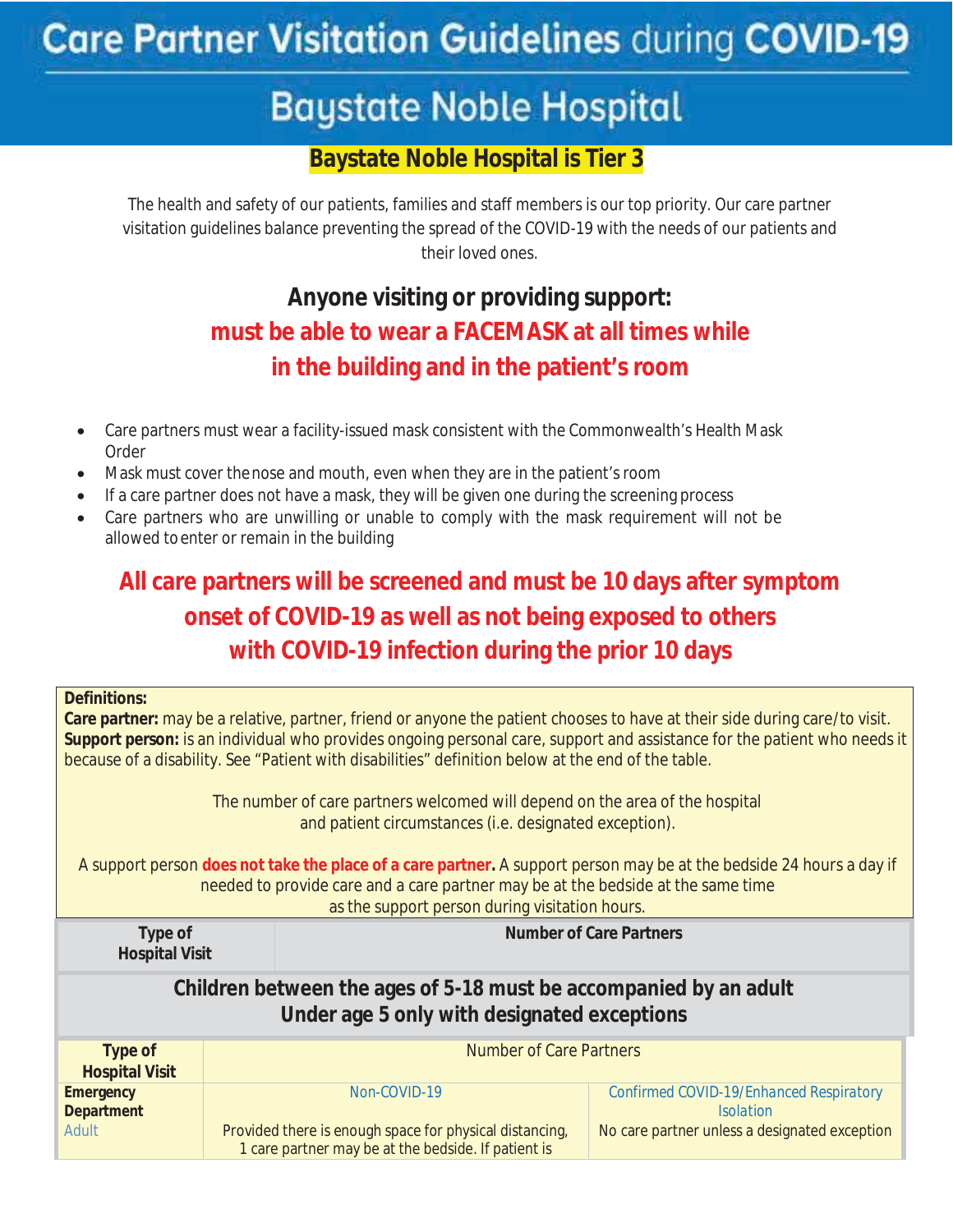# Care Partner Visitation Guidelines during COVID-19

## Baystate Noble Hospital

**Baystate Noble Hospital is Tier 3**

The health and safety of our patients, families and staff members is our top priority. Our care partner visitation guidelines balance preventing the spread of the COVID-19 with the needs of our patients and their loved ones.

### Anyone visiting or providing support:
### must be able to wear a FACEMASK at all times while in the building and in the patient's room

- Care partners must wear a facility-issued mask consistent with the Commonwealth's Health Mask Order
- Mask must cover the nose and mouth, even when they are in the patient's room
- If a care partner does not have a mask, they will be given one during the screening process
- Care partners who are unwilling or unable to comply with the mask requirement will not be allowed to enter or remain in the building

### All care partners will be screened and must be 10 days after symptom onset of COVID-19 as well as not being exposed to others with COVID-19 infection during the prior 10 days

**Definitions:**

**Care partner:** may be a relative, partner, friend or anyone the patient chooses to have at their side during care/to visit.

**Support person:** is an individual who provides ongoing personal care, support and assistance for the patient who needs it because of a disability. See "Patient with disabilities" definition below at the end of the table.

The number of care partners welcomed will depend on the area of the hospital and patient circumstances (i.e. designated exception).

A support person **does not take the place of a care partner.** A support person may be at the bedside 24 hours a day if needed to provide care and a care partner may be at the bedside at the same time as the support person during visitation hours.

| Type of Hospital Visit | Number of Care Partners |
|---|---|

**Children between the ages of 5-18 must be accompanied by an adult**
**Under age 5 only with designated exceptions**

| Type of Hospital Visit | Number of Care Partners | |
|---|---|---|
| | Non-COVID-19 | Confirmed COVID-19/Enhanced Respiratory Isolation |
| **Emergency Department** Adult | Provided there is enough space for physical distancing, 1 care partner may be at the bedside. If patient is | No care partner unless a designated exception |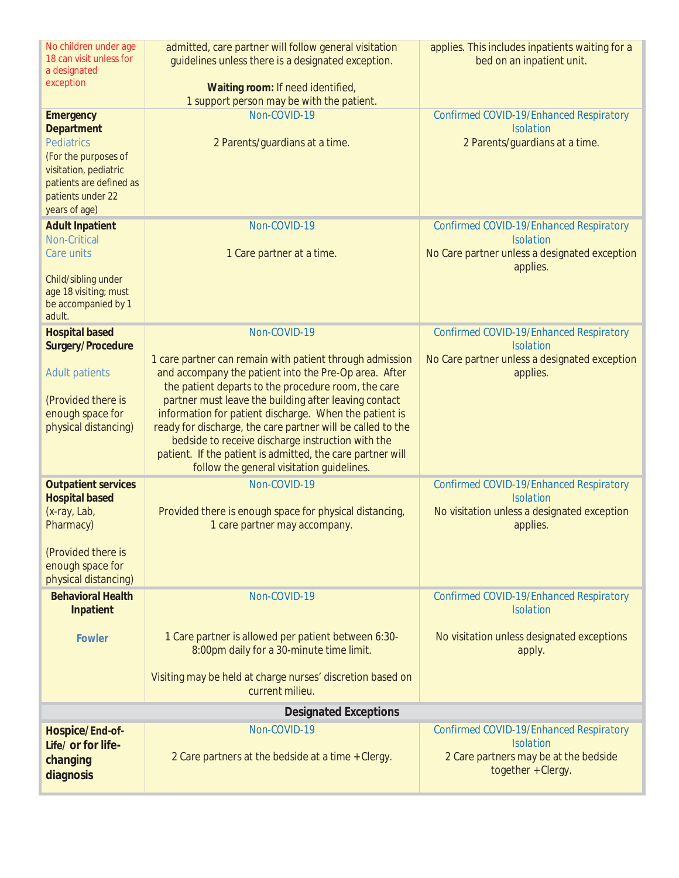| | | |
|---|---|---|
| No children under age 18 can visit unless for a designated exception | admitted, care partner will follow general visitation guidelines unless there is a designated exception.<br><br>**Waiting room:** If need identified, 1 support person may be with the patient. | applies. This includes inpatients waiting for a bed on an inpatient unit. |
| **Emergency Department**<br>Pediatrics<br>(For the purposes of visitation, pediatric patients are defined as patients under 22 years of age) | Non-COVID-19<br><br>2 Parents/guardians at a time. | Confirmed COVID-19/Enhanced Respiratory Isolation<br>2 Parents/guardians at a time. |
| **Adult Inpatient**<br>Non-Critical Care units<br><br>Child/sibling under age 18 visiting; must be accompanied by 1 adult. | Non-COVID-19<br><br>1 Care partner at a time. | Confirmed COVID-19/Enhanced Respiratory Isolation<br>No Care partner unless a designated exception applies. |
| **Hospital based Surgery/Procedure**<br><br>Adult patients<br><br>(Provided there is enough space for physical distancing) | Non-COVID-19<br><br>1 care partner can remain with patient through admission and accompany the patient into the Pre-Op area. After the patient departs to the procedure room, the care partner must leave the building after leaving contact information for patient discharge. When the patient is ready for discharge, the care partner will be called to the bedside to receive discharge instruction with the patient. If the patient is admitted, the care partner will follow the general visitation guidelines. | Confirmed COVID-19/Enhanced Respiratory Isolation<br>No Care partner unless a designated exception applies. |
| **Outpatient services Hospital based**<br>(x-ray, Lab, Pharmacy)<br><br>(Provided there is enough space for physical distancing) | Non-COVID-19<br><br>Provided there is enough space for physical distancing, 1 care partner may accompany. | Confirmed COVID-19/Enhanced Respiratory Isolation<br>No visitation unless a designated exception applies. |
| **Behavioral Health Inpatient**<br><br>**Fowler** | Non-COVID-19<br><br>1 Care partner is allowed per patient between 6:30-8:00pm daily for a 30-minute time limit.<br><br>Visiting may be held at charge nurses' discretion based on current milieu. | Confirmed COVID-19/Enhanced Respiratory Isolation<br><br>No visitation unless designated exceptions apply. |
| | **Designated Exceptions** | |
| **Hospice/End-of-Life/ or for life-changing diagnosis** | Non-COVID-19<br><br>2 Care partners at the bedside at a time + Clergy. | Confirmed COVID-19/Enhanced Respiratory Isolation<br>2 Care partners may be at the bedside together + Clergy. |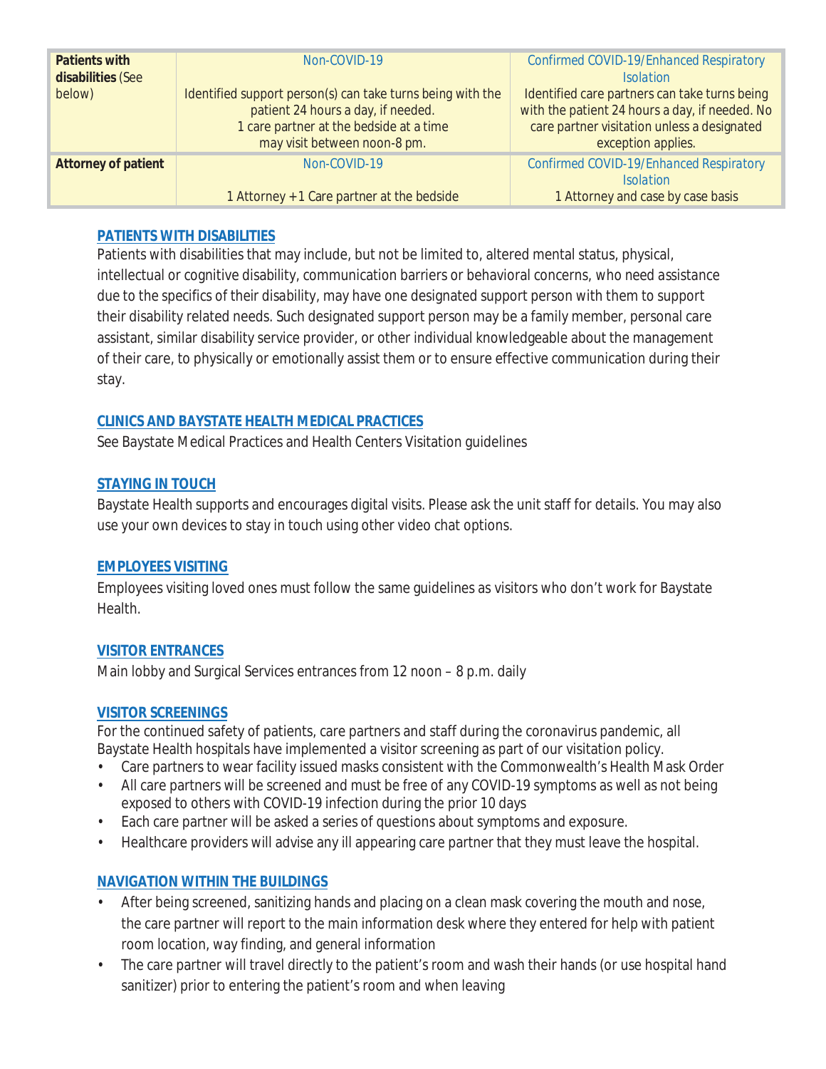| | | |
|---|---|---|
| **Patients with disabilities** (See below) | Non-COVID-19<br><br>Identified support person(s) can take turns being with the patient 24 hours a day, if needed.<br>1 care partner at the bedside at a time may visit between noon-8 pm. | Confirmed COVID-19/Enhanced Respiratory Isolation<br>Identified care partners can take turns being with the patient 24 hours a day, if needed. No care partner visitation unless a designated exception applies. |
| **Attorney of patient** | Non-COVID-19<br><br>1 Attorney +1 Care partner at the bedside | Confirmed COVID-19/Enhanced Respiratory Isolation<br>1 Attorney and case by case basis |

## PATIENTS WITH DISABILITIES

Patients with disabilities that may include, but not be limited to, altered mental status, physical, intellectual or cognitive disability, communication barriers or behavioral concerns, who need assistance due to the specifics of their disability, may have one designated support person with them to support their disability related needs. Such designated support person may be a family member, personal care assistant, similar disability service provider, or other individual knowledgeable about the management of their care, to physically or emotionally assist them or to ensure effective communication during their stay.

## CLINICS AND BAYSTATE HEALTH MEDICAL PRACTICES

See Baystate Medical Practices and Health Centers Visitation guidelines

## STAYING IN TOUCH

Baystate Health supports and encourages digital visits. Please ask the unit staff for details. You may also use your own devices to stay in touch using other video chat options.

## EMPLOYEES VISITING

Employees visiting loved ones must follow the same guidelines as visitors who don't work for Baystate Health.

## VISITOR ENTRANCES

Main lobby and Surgical Services entrances from 12 noon – 8 p.m. daily

## VISITOR SCREENINGS

For the continued safety of patients, care partners and staff during the coronavirus pandemic, all Baystate Health hospitals have implemented a visitor screening as part of our visitation policy.

- Care partners to wear facility issued masks consistent with the Commonwealth's Health Mask Order
- All care partners will be screened and must be free of any COVID-19 symptoms as well as not being exposed to others with COVID-19 infection during the prior 10 days
- Each care partner will be asked a series of questions about symptoms and exposure.
- Healthcare providers will advise any ill appearing care partner that they must leave the hospital.

## NAVIGATION WITHIN THE BUILDINGS

- After being screened, sanitizing hands and placing on a clean mask covering the mouth and nose, the care partner will report to the main information desk where they entered for help with patient room location, way finding, and general information
- The care partner will travel directly to the patient's room and wash their hands (or use hospital hand sanitizer) prior to entering the patient's room and when leaving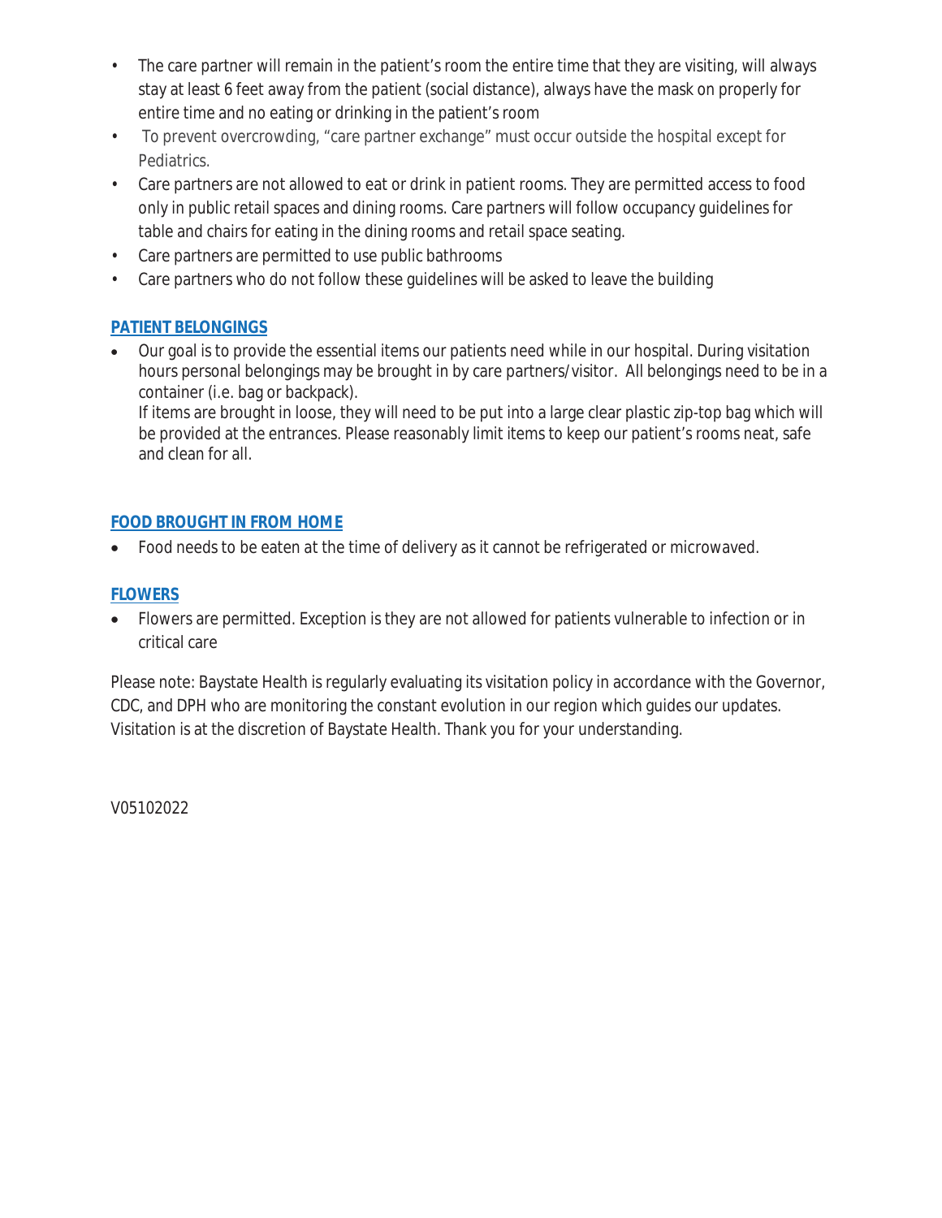- The care partner will remain in the patient's room the entire time that they are visiting, will always stay at least 6 feet away from the patient (social distance), always have the mask on properly for entire time and no eating or drinking in the patient's room
- To prevent overcrowding, "care partner exchange" must occur outside the hospital except for Pediatrics.
- Care partners are not allowed to eat or drink in patient rooms. They are permitted access to food only in public retail spaces and dining rooms. Care partners will follow occupancy guidelines for table and chairs for eating in the dining rooms and retail space seating.
- Care partners are permitted to use public bathrooms
- Care partners who do not follow these guidelines will be asked to leave the building

## PATIENT BELONGINGS

- Our goal is to provide the essential items our patients need while in our hospital. During visitation hours personal belongings may be brought in by care partners/visitor. All belongings need to be in a container (i.e. bag or backpack).
  If items are brought in loose, they will need to be put into a large clear plastic zip-top bag which will be provided at the entrances. Please reasonably limit items to keep our patient's rooms neat, safe and clean for all.

## FOOD BROUGHT IN FROM HOME

- Food needs to be eaten at the time of delivery as it cannot be refrigerated or microwaved.

## FLOWERS

- Flowers are permitted. Exception is they are not allowed for patients vulnerable to infection or in critical care

Please note: Baystate Health is regularly evaluating its visitation policy in accordance with the Governor, CDC, and DPH who are monitoring the constant evolution in our region which guides our updates. Visitation is at the discretion of Baystate Health. Thank you for your understanding.

V05102022